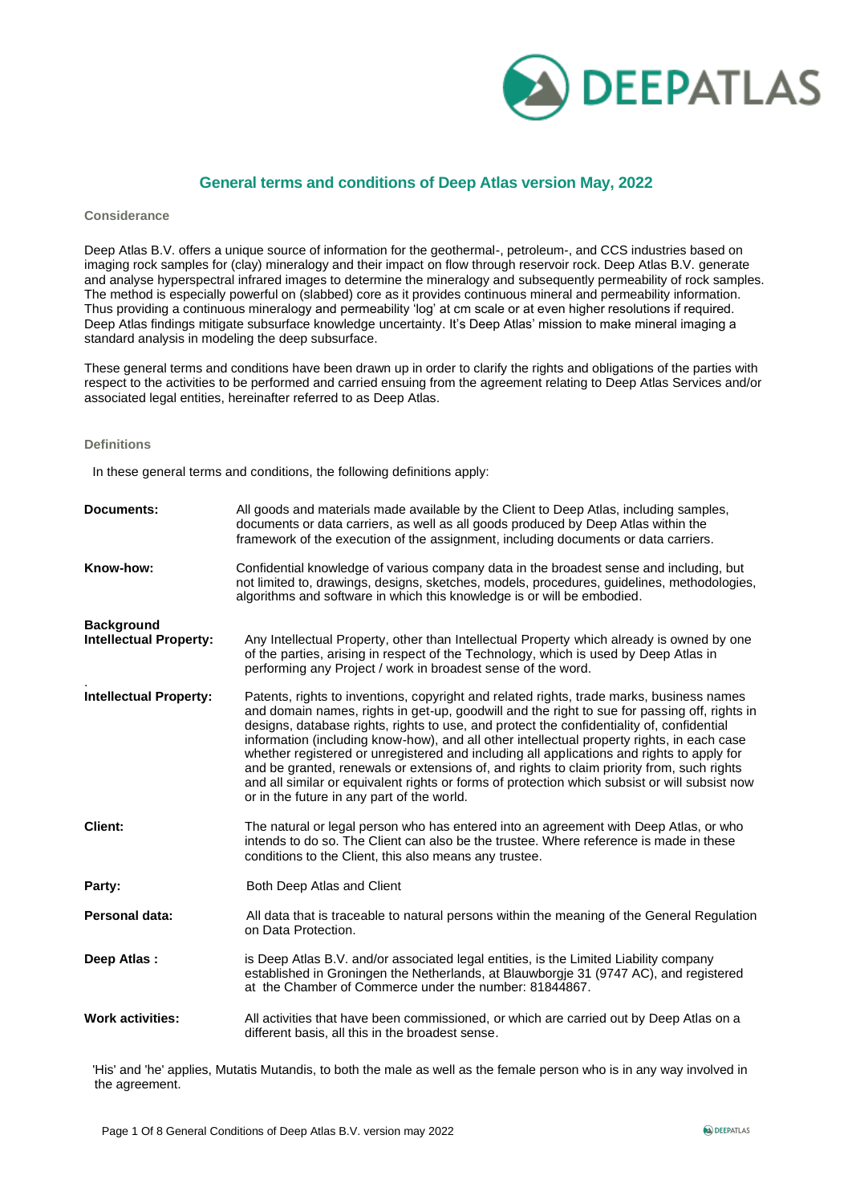## General terms and conditions of Deep Atlas version May, 2022

### Considerance

Deep Atlas B.V. offers a unique source of information for the geothermal-, petroleum-, and CCS industries based on imaging rock samples for (clay) mineralogy and their impact on flow through reservoir rock. Deep Atlas B.V. generate and analyse hyperspectral infrared images to determine the mineralogy and subsequently permeability of rock samples. The method is especially powerful on (slabbed) core as it provides continuous mineral and permeability information. Thus providing a continuous mineralogy and permeability 'log' at cm scale or at even higher resolutions if required. Deep Atlas findings mitigate subsurface knowledge uncertainty. It's Deep Atlas' mission to make mineral imaging a standard analysis in modeling the deep subsurface.

These general terms and conditions have been drawn up in order to clarify the rights and obligations of the parties with respect to the activities to be performed and carried ensuing from the agreement relating to Deep Atlas Services and/or associated legal entities, hereinafter referred to as Deep Atlas.

### Definitions

In these general terms and conditions, the following definitions apply:

**Documents:** All goods and materials made available by the Client to Deep Atlas, including samples, documents or data carriers, as well as all goods produced by Deep Atlas within the framework of the execution of the assignment, including documents or data carriers.

**Know-how:** Confidential knowledge of various company data in the broadest sense and including, but not limited to, drawings, designs, sketches, models, procedures, guidelines, methodologies, algorithms and software in which this knowledge is or will be embodied.

**Background Intellectual Property:** Any Intellectual Property, other than Intellectual Property which already is owned by one of the parties, arising in respect of the Technology, which is used by Deep Atlas in performing any Project / work in broadest sense of the word.

**Intellectual Property:** Patents, rights to inventions, copyright and related rights, trade marks, business names and domain names, rights in get-up, goodwill and the right to sue for passing off, rights in designs, database rights, rights to use, and protect the confidentiality of, confidential information (including know-how), and all other intellectual property rights, in each case whether registered or unregistered and including all applications and rights to apply for and be granted, renewals or extensions of, and rights to claim priority from, such rights and all similar or equivalent rights or forms of protection which subsist or will subsist now or in the future in any part of the world.

**Client:** The natural or legal person who has entered into an agreement with Deep Atlas, or who intends to do so. The Client can also be the trustee. Where reference is made in these conditions to the Client, this also means any trustee.

**Party:** Both Deep Atlas and Client

**Personal data:** All data that is traceable to natural persons within the meaning of the General Regulation on Data Protection.

**Deep Atlas :** is Deep Atlas B.V. and/or associated legal entities, is the Limited Liability company established in Groningen the Netherlands, at Blauwborgje 31 (9747 AC), and registered at the Chamber of Commerce under the number: 81844867.

**Work activities:** All activities that have been commissioned, or which are carried out by Deep Atlas on a different basis, all this in the broadest sense.

'His' and 'he' applies, Mutatis Mutandis, to both the male as well as the female person who is in any way involved in the agreement.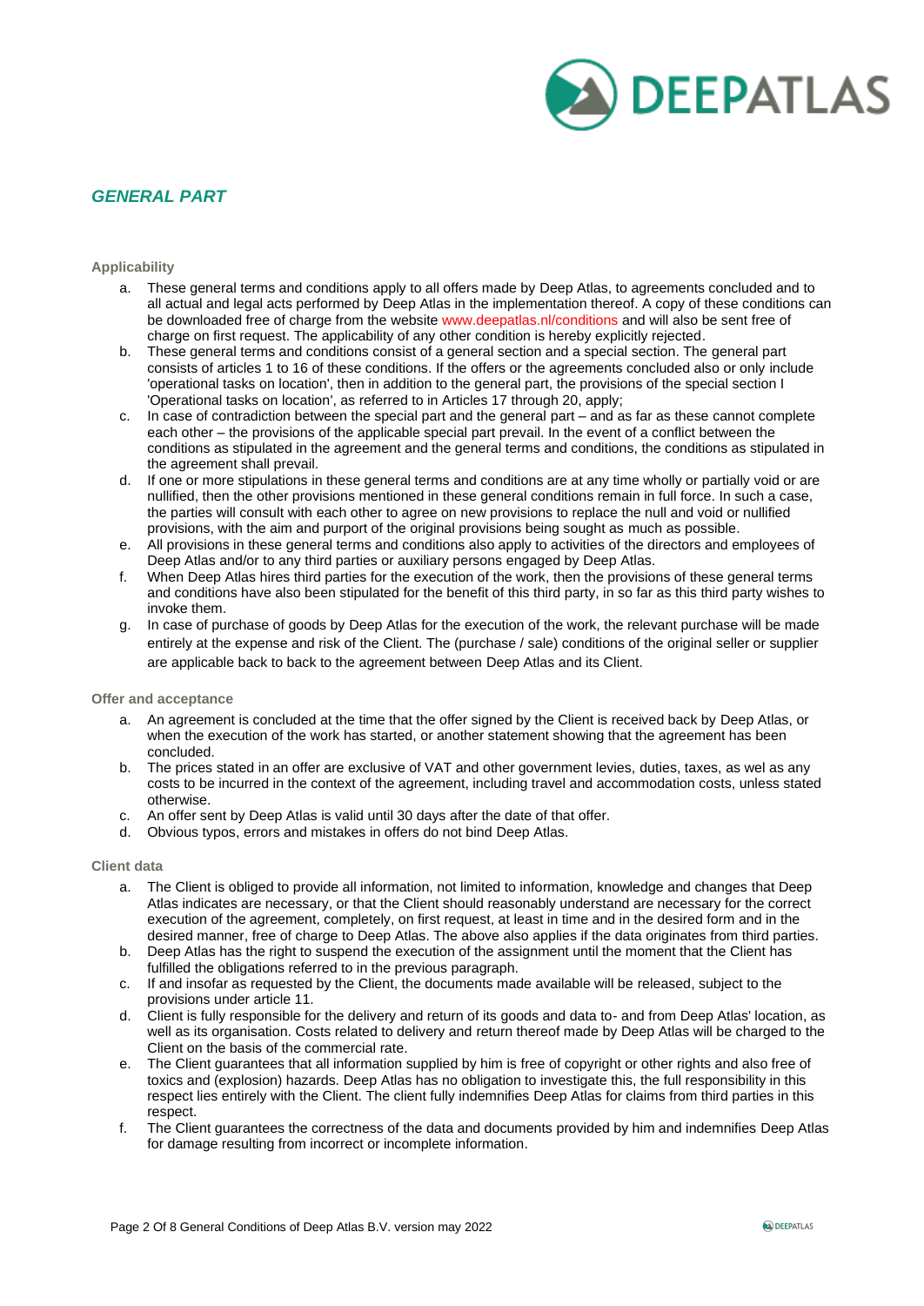## *GENERAL PART*

### Applicability

a. These general terms and conditions apply to all offers made by Deep Atlas, to agreements concluded and to all actual and legal acts performed by Deep Atlas in the implementation thereof. A copy of these conditions can be downloaded free of charge from the website www.deepatlas.nl/conditions and will also be sent free of charge on first request. The applicability of any other condition is hereby explicitly rejected.
b. These general terms and conditions consist of a general section and a special section. The general part consists of articles 1 to 16 of these conditions. If the offers or the agreements concluded also or only include 'operational tasks on location', then in addition to the general part, the provisions of the special section I 'Operational tasks on location', as referred to in Articles 17 through 20, apply;
c. In case of contradiction between the special part and the general part – and as far as these cannot complete each other – the provisions of the applicable special part prevail. In the event of a conflict between the conditions as stipulated in the agreement and the general terms and conditions, the conditions as stipulated in the agreement shall prevail.
d. If one or more stipulations in these general terms and conditions are at any time wholly or partially void or are nullified, then the other provisions mentioned in these general conditions remain in full force. In such a case, the parties will consult with each other to agree on new provisions to replace the null and void or nullified provisions, with the aim and purport of the original provisions being sought as much as possible.
e. All provisions in these general terms and conditions also apply to activities of the directors and employees of Deep Atlas and/or to any third parties or auxiliary persons engaged by Deep Atlas.
f. When Deep Atlas hires third parties for the execution of the work, then the provisions of these general terms and conditions have also been stipulated for the benefit of this third party, in so far as this third party wishes to invoke them.
g. In case of purchase of goods by Deep Atlas for the execution of the work, the relevant purchase will be made entirely at the expense and risk of the Client. The (purchase / sale) conditions of the original seller or supplier are applicable back to back to the agreement between Deep Atlas and its Client.

### Offer and acceptance

a. An agreement is concluded at the time that the offer signed by the Client is received back by Deep Atlas, or when the execution of the work has started, or another statement showing that the agreement has been concluded.
b. The prices stated in an offer are exclusive of VAT and other government levies, duties, taxes, as wel as any costs to be incurred in the context of the agreement, including travel and accommodation costs, unless stated otherwise.
c. An offer sent by Deep Atlas is valid until 30 days after the date of that offer.
d. Obvious typos, errors and mistakes in offers do not bind Deep Atlas.

### Client data

a. The Client is obliged to provide all information, not limited to information, knowledge and changes that Deep Atlas indicates are necessary, or that the Client should reasonably understand are necessary for the correct execution of the agreement, completely, on first request, at least in time and in the desired form and in the desired manner, free of charge to Deep Atlas. The above also applies if the data originates from third parties.
b. Deep Atlas has the right to suspend the execution of the assignment until the moment that the Client has fulfilled the obligations referred to in the previous paragraph.
c. If and insofar as requested by the Client, the documents made available will be released, subject to the provisions under article 11.
d. Client is fully responsible for the delivery and return of its goods and data to- and from Deep Atlas' location, as well as its organisation. Costs related to delivery and return thereof made by Deep Atlas will be charged to the Client on the basis of the commercial rate.
e. The Client guarantees that all information supplied by him is free of copyright or other rights and also free of toxics and (explosion) hazards. Deep Atlas has no obligation to investigate this, the full responsibility in this respect lies entirely with the Client. The client fully indemnifies Deep Atlas for claims from third parties in this respect.
f. The Client guarantees the correctness of the data and documents provided by him and indemnifies Deep Atlas for damage resulting from incorrect or incomplete information.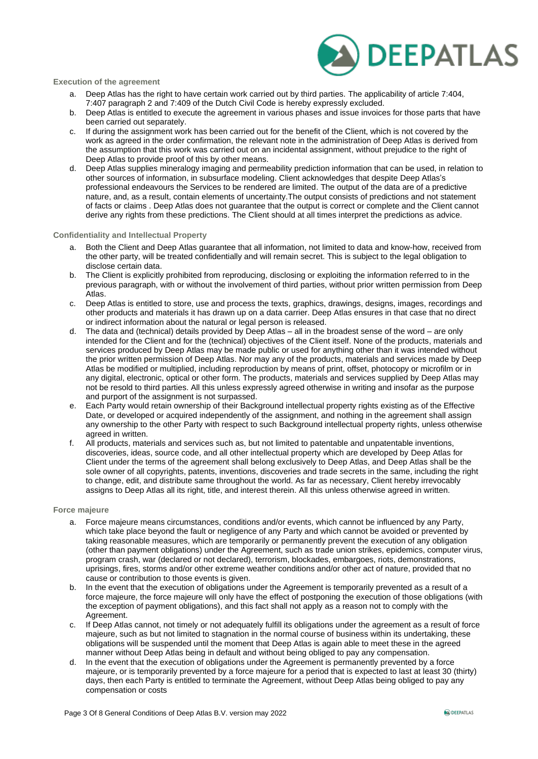### Execution of the agreement

a. Deep Atlas has the right to have certain work carried out by third parties. The applicability of article 7:404, 7:407 paragraph 2 and 7:409 of the Dutch Civil Code is hereby expressly excluded.

b. Deep Atlas is entitled to execute the agreement in various phases and issue invoices for those parts that have been carried out separately.

c. If during the assignment work has been carried out for the benefit of the Client, which is not covered by the work as agreed in the order confirmation, the relevant note in the administration of Deep Atlas is derived from the assumption that this work was carried out on an incidental assignment, without prejudice to the right of Deep Atlas to provide proof of this by other means.

d. Deep Atlas supplies mineralogy imaging and permeability prediction information that can be used, in relation to other sources of information, in subsurface modeling. Client acknowledges that despite Deep Atlas's professional endeavours the Services to be rendered are limited. The output of the data are of a predictive nature, and, as a result, contain elements of uncertainty.The output consists of predictions and not statement of facts or claims . Deep Atlas does not guarantee that the output is correct or complete and the Client cannot derive any rights from these predictions. The Client should at all times interpret the predictions as advice.

### Confidentiality and Intellectual Property

a. Both the Client and Deep Atlas guarantee that all information, not limited to data and know-how, received from the other party, will be treated confidentially and will remain secret. This is subject to the legal obligation to disclose certain data.

b. The Client is explicitly prohibited from reproducing, disclosing or exploiting the information referred to in the previous paragraph, with or without the involvement of third parties, without prior written permission from Deep Atlas.

c. Deep Atlas is entitled to store, use and process the texts, graphics, drawings, designs, images, recordings and other products and materials it has drawn up on a data carrier. Deep Atlas ensures in that case that no direct or indirect information about the natural or legal person is released.

d. The data and (technical) details provided by Deep Atlas – all in the broadest sense of the word – are only intended for the Client and for the (technical) objectives of the Client itself. None of the products, materials and services produced by Deep Atlas may be made public or used for anything other than it was intended without the prior written permission of Deep Atlas. Nor may any of the products, materials and services made by Deep Atlas be modified or multiplied, including reproduction by means of print, offset, photocopy or microfilm or in any digital, electronic, optical or other form. The products, materials and services supplied by Deep Atlas may not be resold to third parties. All this unless expressly agreed otherwise in writing and insofar as the purpose and purport of the assignment is not surpassed.

e. Each Party would retain ownership of their Background intellectual property rights existing as of the Effective Date, or developed or acquired independently of the assignment, and nothing in the agreement shall assign any ownership to the other Party with respect to such Background intellectual property rights, unless otherwise agreed in written.

f. All products, materials and services such as, but not limited to patentable and unpatentable inventions, discoveries, ideas, source code, and all other intellectual property which are developed by Deep Atlas for Client under the terms of the agreement shall belong exclusively to Deep Atlas, and Deep Atlas shall be the sole owner of all copyrights, patents, inventions, discoveries and trade secrets in the same, including the right to change, edit, and distribute same throughout the world. As far as necessary, Client hereby irrevocably assigns to Deep Atlas all its right, title, and interest therein. All this unless otherwise agreed in written.

### Force majeure

a. Force majeure means circumstances, conditions and/or events, which cannot be influenced by any Party, which take place beyond the fault or negligence of any Party and which cannot be avoided or prevented by taking reasonable measures, which are temporarily or permanently prevent the execution of any obligation (other than payment obligations) under the Agreement, such as trade union strikes, epidemics, computer virus, program crash, war (declared or not declared), terrorism, blockades, embargoes, riots, demonstrations, uprisings, fires, storms and/or other extreme weather conditions and/or other act of nature, provided that no cause or contribution to those events is given.

b. In the event that the execution of obligations under the Agreement is temporarily prevented as a result of a force majeure, the force majeure will only have the effect of postponing the execution of those obligations (with the exception of payment obligations), and this fact shall not apply as a reason not to comply with the Agreement.

c. If Deep Atlas cannot, not timely or not adequately fulfill its obligations under the agreement as a result of force majeure, such as but not limited to stagnation in the normal course of business within its undertaking, these obligations will be suspended until the moment that Deep Atlas is again able to meet these in the agreed manner without Deep Atlas being in default and without being obliged to pay any compensation.

d. In the event that the execution of obligations under the Agreement is permanently prevented by a force majeure, or is temporarily prevented by a force majeure for a period that is expected to last at least 30 (thirty) days, then each Party is entitled to terminate the Agreement, without Deep Atlas being obliged to pay any compensation or costs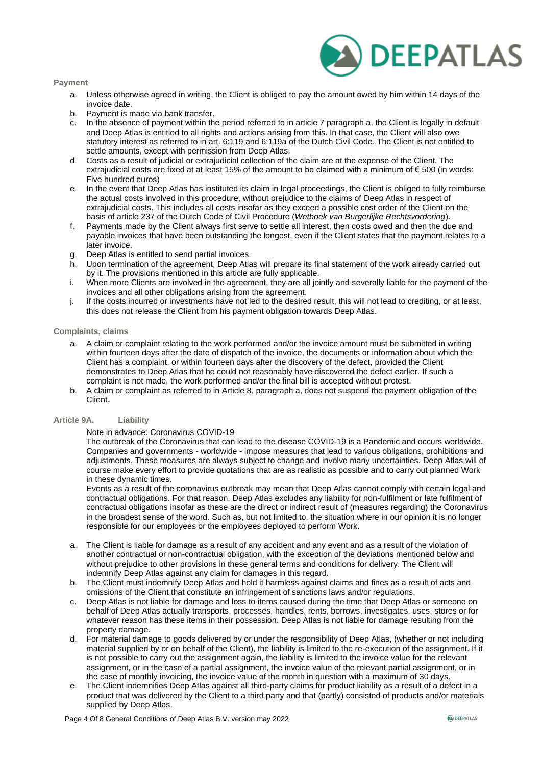### Payment

a. Unless otherwise agreed in writing, the Client is obliged to pay the amount owed by him within 14 days of the invoice date.
b. Payment is made via bank transfer.
c. In the absence of payment within the period referred to in article 7 paragraph a, the Client is legally in default and Deep Atlas is entitled to all rights and actions arising from this. In that case, the Client will also owe statutory interest as referred to in art. 6:119 and 6:119a of the Dutch Civil Code. The Client is not entitled to settle amounts, except with permission from Deep Atlas.
d. Costs as a result of judicial or extrajudicial collection of the claim are at the expense of the Client. The extrajudicial costs are fixed at at least 15% of the amount to be claimed with a minimum of € 500 (in words: Five hundred euros)
e. In the event that Deep Atlas has instituted its claim in legal proceedings, the Client is obliged to fully reimburse the actual costs involved in this procedure, without prejudice to the claims of Deep Atlas in respect of extrajudicial costs. This includes all costs insofar as they exceed a possible cost order of the Client on the basis of article 237 of the Dutch Code of Civil Procedure (*Wetboek van Burgerlijke Rechtsvordering*).
f. Payments made by the Client always first serve to settle all interest, then costs owed and then the due and payable invoices that have been outstanding the longest, even if the Client states that the payment relates to a later invoice.
g. Deep Atlas is entitled to send partial invoices.
h. Upon termination of the agreement, Deep Atlas will prepare its final statement of the work already carried out by it. The provisions mentioned in this article are fully applicable.
i. When more Clients are involved in the agreement, they are all jointly and severally liable for the payment of the invoices and all other obligations arising from the agreement.
j. If the costs incurred or investments have not led to the desired result, this will not lead to crediting, or at least, this does not release the Client from his payment obligation towards Deep Atlas.

### Complaints, claims

a. A claim or complaint relating to the work performed and/or the invoice amount must be submitted in writing within fourteen days after the date of dispatch of the invoice, the documents or information about which the Client has a complaint, or within fourteen days after the discovery of the defect, provided the Client demonstrates to Deep Atlas that he could not reasonably have discovered the defect earlier. If such a complaint is not made, the work performed and/or the final bill is accepted without protest.
b. A claim or complaint as referred to in Article 8, paragraph a, does not suspend the payment obligation of the Client.

### Article 9A. Liability

Note in advance: Coronavirus COVID-19

The outbreak of the Coronavirus that can lead to the disease COVID-19 is a Pandemic and occurs worldwide. Companies and governments - worldwide - impose measures that lead to various obligations, prohibitions and adjustments. These measures are always subject to change and involve many uncertainties. Deep Atlas will of course make every effort to provide quotations that are as realistic as possible and to carry out planned Work in these dynamic times.

Events as a result of the coronavirus outbreak may mean that Deep Atlas cannot comply with certain legal and contractual obligations. For that reason, Deep Atlas excludes any liability for non-fulfilment or late fulfilment of contractual obligations insofar as these are the direct or indirect result of (measures regarding) the Coronavirus in the broadest sense of the word. Such as, but not limited to, the situation where in our opinion it is no longer responsible for our employees or the employees deployed to perform Work.

a. The Client is liable for damage as a result of any accident and any event and as a result of the violation of another contractual or non-contractual obligation, with the exception of the deviations mentioned below and without prejudice to other provisions in these general terms and conditions for delivery. The Client will indemnify Deep Atlas against any claim for damages in this regard.
b. The Client must indemnify Deep Atlas and hold it harmless against claims and fines as a result of acts and omissions of the Client that constitute an infringement of sanctions laws and/or regulations.
c. Deep Atlas is not liable for damage and loss to items caused during the time that Deep Atlas or someone on behalf of Deep Atlas actually transports, processes, handles, rents, borrows, investigates, uses, stores or for whatever reason has these items in their possession. Deep Atlas is not liable for damage resulting from the property damage.
d. For material damage to goods delivered by or under the responsibility of Deep Atlas, (whether or not including material supplied by or on behalf of the Client), the liability is limited to the re-execution of the assignment. If it is not possible to carry out the assignment again, the liability is limited to the invoice value for the relevant assignment, or in the case of a partial assignment, the invoice value of the relevant partial assignment, or in the case of monthly invoicing, the invoice value of the month in question with a maximum of 30 days.
e. The Client indemnifies Deep Atlas against all third-party claims for product liability as a result of a defect in a product that was delivered by the Client to a third party and that (partly) consisted of products and/or materials supplied by Deep Atlas.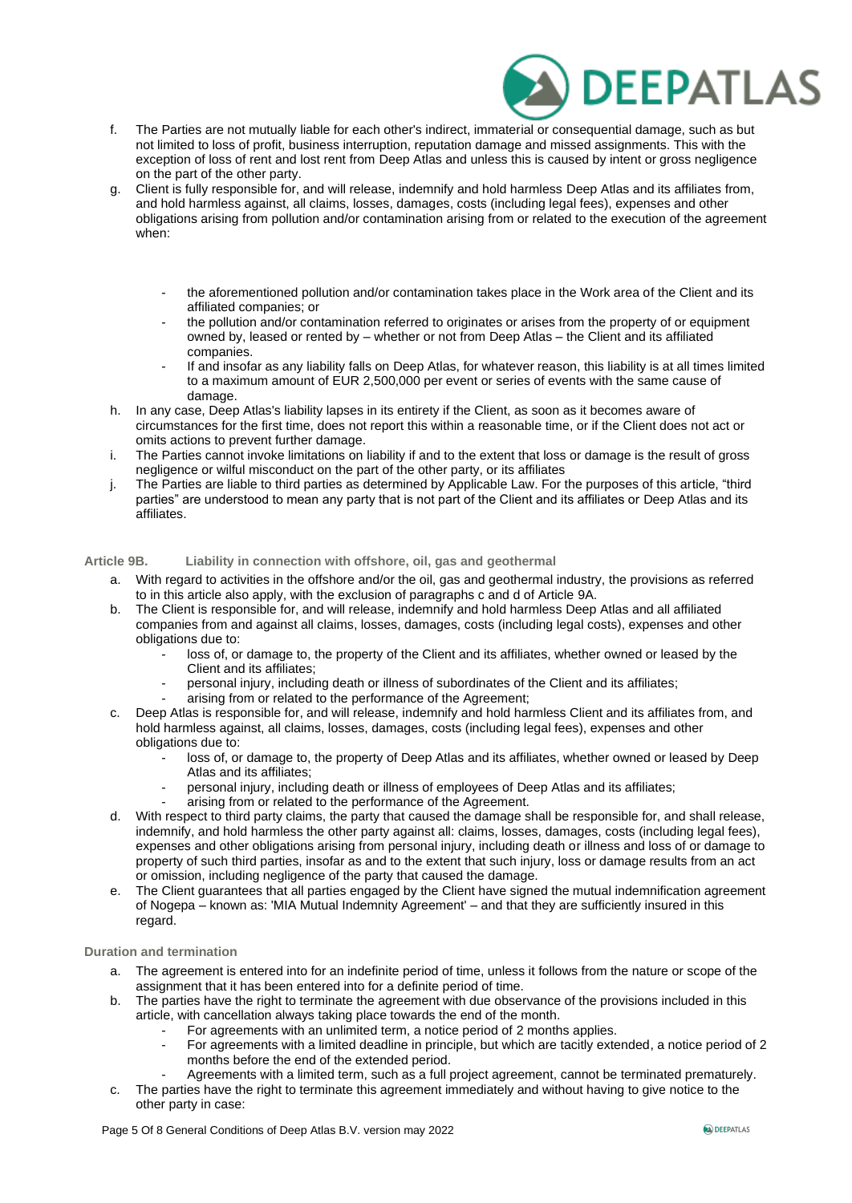f. The Parties are not mutually liable for each other's indirect, immaterial or consequential damage, such as but not limited to loss of profit, business interruption, reputation damage and missed assignments. This with the exception of loss of rent and lost rent from Deep Atlas and unless this is caused by intent or gross negligence on the part of the other party.

g. Client is fully responsible for, and will release, indemnify and hold harmless Deep Atlas and its affiliates from, and hold harmless against, all claims, losses, damages, costs (including legal fees), expenses and other obligations arising from pollution and/or contamination arising from or related to the execution of the agreement when:

   - the aforementioned pollution and/or contamination takes place in the Work area of the Client and its affiliated companies; or
   - the pollution and/or contamination referred to originates or arises from the property of or equipment owned by, leased or rented by – whether or not from Deep Atlas – the Client and its affiliated companies.
   - If and insofar as any liability falls on Deep Atlas, for whatever reason, this liability is at all times limited to a maximum amount of EUR 2,500,000 per event or series of events with the same cause of damage.

h. In any case, Deep Atlas's liability lapses in its entirety if the Client, as soon as it becomes aware of circumstances for the first time, does not report this within a reasonable time, or if the Client does not act or omits actions to prevent further damage.

i. The Parties cannot invoke limitations on liability if and to the extent that loss or damage is the result of gross negligence or wilful misconduct on the part of the other party, or its affiliates

j. The Parties are liable to third parties as determined by Applicable Law. For the purposes of this article, "third parties" are understood to mean any party that is not part of the Client and its affiliates or Deep Atlas and its affiliates.

### Article 9B. Liability in connection with offshore, oil, gas and geothermal

a. With regard to activities in the offshore and/or the oil, gas and geothermal industry, the provisions as referred to in this article also apply, with the exclusion of paragraphs c and d of Article 9A.

b. The Client is responsible for, and will release, indemnify and hold harmless Deep Atlas and all affiliated companies from and against all claims, losses, damages, costs (including legal costs), expenses and other obligations due to:
   - loss of, or damage to, the property of the Client and its affiliates, whether owned or leased by the Client and its affiliates;
   - personal injury, including death or illness of subordinates of the Client and its affiliates;
   - arising from or related to the performance of the Agreement;

c. Deep Atlas is responsible for, and will release, indemnify and hold harmless Client and its affiliates from, and hold harmless against, all claims, losses, damages, costs (including legal fees), expenses and other obligations due to:
   - loss of, or damage to, the property of Deep Atlas and its affiliates, whether owned or leased by Deep Atlas and its affiliates;
   - personal injury, including death or illness of employees of Deep Atlas and its affiliates;
   - arising from or related to the performance of the Agreement.

d. With respect to third party claims, the party that caused the damage shall be responsible for, and shall release, indemnify, and hold harmless the other party against all: claims, losses, damages, costs (including legal fees), expenses and other obligations arising from personal injury, including death or illness and loss of or damage to property of such third parties, insofar as and to the extent that such injury, loss or damage results from an act or omission, including negligence of the party that caused the damage.

e. The Client guarantees that all parties engaged by the Client have signed the mutual indemnification agreement of Nogepa – known as: 'MIA Mutual Indemnity Agreement' – and that they are sufficiently insured in this regard.

### Duration and termination

a. The agreement is entered into for an indefinite period of time, unless it follows from the nature or scope of the assignment that it has been entered into for a definite period of time.

b. The parties have the right to terminate the agreement with due observance of the provisions included in this article, with cancellation always taking place towards the end of the month.
   - For agreements with an unlimited term, a notice period of 2 months applies.
   - For agreements with a limited deadline in principle, but which are tacitly extended, a notice period of 2 months before the end of the extended period.
   - Agreements with a limited term, such as a full project agreement, cannot be terminated prematurely.

c. The parties have the right to terminate this agreement immediately and without having to give notice to the other party in case: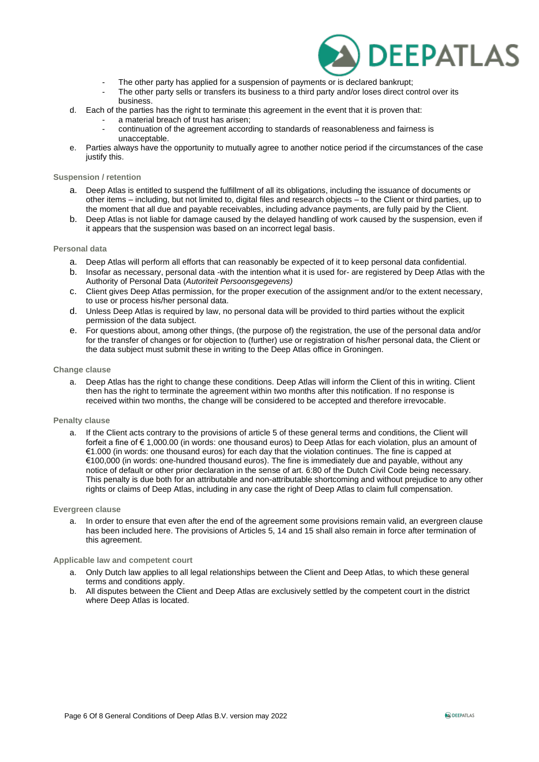- The other party has applied for a suspension of payments or is declared bankrupt;
- The other party sells or transfers its business to a third party and/or loses direct control over its business.

d. Each of the parties has the right to terminate this agreement in the event that it is proven that:
- a material breach of trust has arisen;
- continuation of the agreement according to standards of reasonableness and fairness is unacceptable.

e. Parties always have the opportunity to mutually agree to another notice period if the circumstances of the case justify this.

### Suspension / retention

a. Deep Atlas is entitled to suspend the fulfillment of all its obligations, including the issuance of documents or other items – including, but not limited to, digital files and research objects – to the Client or third parties, up to the moment that all due and payable receivables, including advance payments, are fully paid by the Client.

b. Deep Atlas is not liable for damage caused by the delayed handling of work caused by the suspension, even if it appears that the suspension was based on an incorrect legal basis.

### Personal data

a. Deep Atlas will perform all efforts that can reasonably be expected of it to keep personal data confidential.

b. Insofar as necessary, personal data -with the intention what it is used for- are registered by Deep Atlas with the Authority of Personal Data (*Autoriteit Persoonsgegevens)*

c. Client gives Deep Atlas permission, for the proper execution of the assignment and/or to the extent necessary, to use or process his/her personal data.

d. Unless Deep Atlas is required by law, no personal data will be provided to third parties without the explicit permission of the data subject.

e. For questions about, among other things, (the purpose of) the registration, the use of the personal data and/or for the transfer of changes or for objection to (further) use or registration of his/her personal data, the Client or the data subject must submit these in writing to the Deep Atlas office in Groningen.

### Change clause

a. Deep Atlas has the right to change these conditions. Deep Atlas will inform the Client of this in writing. Client then has the right to terminate the agreement within two months after this notification. If no response is received within two months, the change will be considered to be accepted and therefore irrevocable.

### Penalty clause

a. If the Client acts contrary to the provisions of article 5 of these general terms and conditions, the Client will forfeit a fine of € 1,000.00 (in words: one thousand euros) to Deep Atlas for each violation, plus an amount of €1.000 (in words: one thousand euros) for each day that the violation continues. The fine is capped at €100,000 (in words: one-hundred thousand euros). The fine is immediately due and payable, without any notice of default or other prior declaration in the sense of art. 6:80 of the Dutch Civil Code being necessary. This penalty is due both for an attributable and non-attributable shortcoming and without prejudice to any other rights or claims of Deep Atlas, including in any case the right of Deep Atlas to claim full compensation.

### Evergreen clause

a. In order to ensure that even after the end of the agreement some provisions remain valid, an evergreen clause has been included here. The provisions of Articles 5, 14 and 15 shall also remain in force after termination of this agreement.

### Applicable law and competent court

a. Only Dutch law applies to all legal relationships between the Client and Deep Atlas, to which these general terms and conditions apply.

b. All disputes between the Client and Deep Atlas are exclusively settled by the competent court in the district where Deep Atlas is located.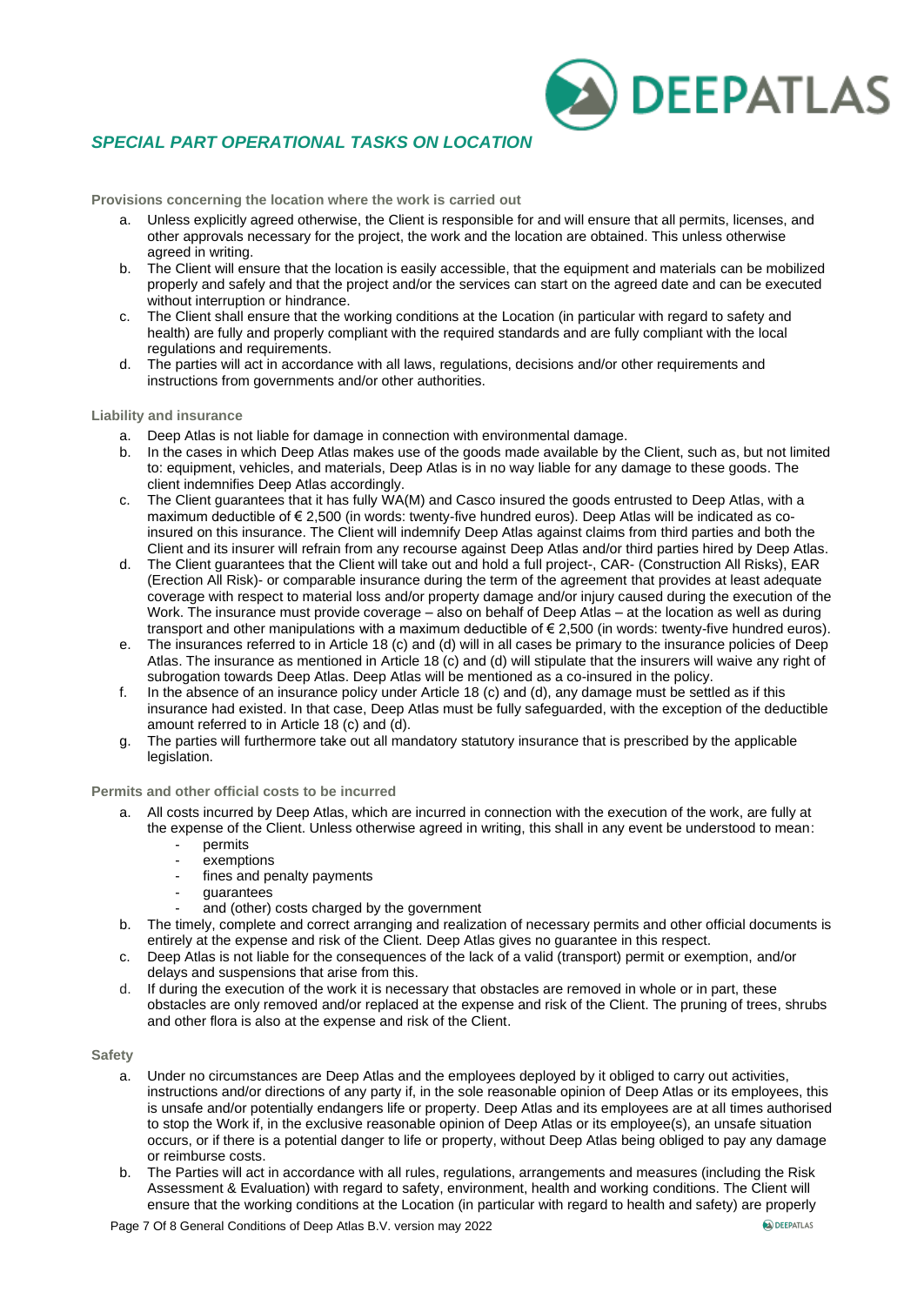## *SPECIAL PART OPERATIONAL TASKS ON LOCATION*

### Provisions concerning the location where the work is carried out

a. Unless explicitly agreed otherwise, the Client is responsible for and will ensure that all permits, licenses, and other approvals necessary for the project, the work and the location are obtained. This unless otherwise agreed in writing.
b. The Client will ensure that the location is easily accessible, that the equipment and materials can be mobilized properly and safely and that the project and/or the services can start on the agreed date and can be executed without interruption or hindrance.
c. The Client shall ensure that the working conditions at the Location (in particular with regard to safety and health) are fully and properly compliant with the required standards and are fully compliant with the local regulations and requirements.
d. The parties will act in accordance with all laws, regulations, decisions and/or other requirements and instructions from governments and/or other authorities.

### Liability and insurance

a. Deep Atlas is not liable for damage in connection with environmental damage.
b. In the cases in which Deep Atlas makes use of the goods made available by the Client, such as, but not limited to: equipment, vehicles, and materials, Deep Atlas is in no way liable for any damage to these goods. The client indemnifies Deep Atlas accordingly.
c. The Client guarantees that it has fully WA(M) and Casco insured the goods entrusted to Deep Atlas, with a maximum deductible of € 2,500 (in words: twenty-five hundred euros). Deep Atlas will be indicated as co-insured on this insurance. The Client will indemnify Deep Atlas against claims from third parties and both the Client and its insurer will refrain from any recourse against Deep Atlas and/or third parties hired by Deep Atlas.
d. The Client guarantees that the Client will take out and hold a full project-, CAR- (Construction All Risks), EAR (Erection All Risk)- or comparable insurance during the term of the agreement that provides at least adequate coverage with respect to material loss and/or property damage and/or injury caused during the execution of the Work. The insurance must provide coverage – also on behalf of Deep Atlas – at the location as well as during transport and other manipulations with a maximum deductible of € 2,500 (in words: twenty-five hundred euros).
e. The insurances referred to in Article 18 (c) and (d) will in all cases be primary to the insurance policies of Deep Atlas. The insurance as mentioned in Article 18 (c) and (d) will stipulate that the insurers will waive any right of subrogation towards Deep Atlas. Deep Atlas will be mentioned as a co-insured in the policy.
f. In the absence of an insurance policy under Article 18 (c) and (d), any damage must be settled as if this insurance had existed. In that case, Deep Atlas must be fully safeguarded, with the exception of the deductible amount referred to in Article 18 (c) and (d).
g. The parties will furthermore take out all mandatory statutory insurance that is prescribed by the applicable legislation.

### Permits and other official costs to be incurred

a. All costs incurred by Deep Atlas, which are incurred in connection with the execution of the work, are fully at the expense of the Client. Unless otherwise agreed in writing, this shall in any event be understood to mean:
    - permits
    - exemptions
    - fines and penalty payments
    - guarantees
    - and (other) costs charged by the government
b. The timely, complete and correct arranging and realization of necessary permits and other official documents is entirely at the expense and risk of the Client. Deep Atlas gives no guarantee in this respect.
c. Deep Atlas is not liable for the consequences of the lack of a valid (transport) permit or exemption, and/or delays and suspensions that arise from this.
d. If during the execution of the work it is necessary that obstacles are removed in whole or in part, these obstacles are only removed and/or replaced at the expense and risk of the Client. The pruning of trees, shrubs and other flora is also at the expense and risk of the Client.

### Safety

a. Under no circumstances are Deep Atlas and the employees deployed by it obliged to carry out activities, instructions and/or directions of any party if, in the sole reasonable opinion of Deep Atlas or its employees, this is unsafe and/or potentially endangers life or property. Deep Atlas and its employees are at all times authorised to stop the Work if, in the exclusive reasonable opinion of Deep Atlas or its employee(s), an unsafe situation occurs, or if there is a potential danger to life or property, without Deep Atlas being obliged to pay any damage or reimburse costs.
b. The Parties will act in accordance with all rules, regulations, arrangements and measures (including the Risk Assessment & Evaluation) with regard to safety, environment, health and working conditions. The Client will ensure that the working conditions at the Location (in particular with regard to health and safety) are properly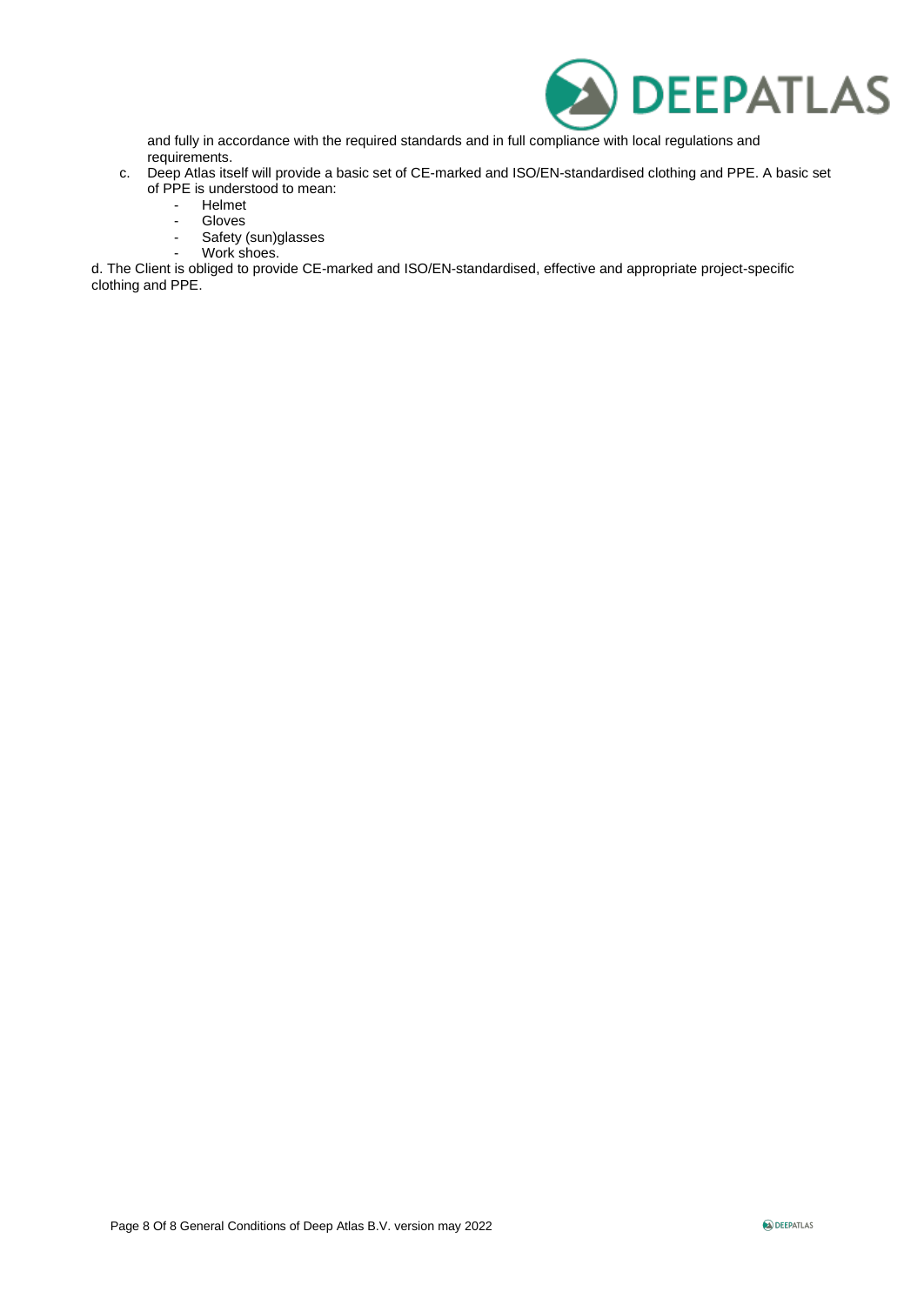and fully in accordance with the required standards and in full compliance with local regulations and requirements.

c. Deep Atlas itself will provide a basic set of CE-marked and ISO/EN-standardised clothing and PPE. A basic set of PPE is understood to mean:
   - Helmet
   - Gloves
   - Safety (sun)glasses
   - Work shoes.

d. The Client is obliged to provide CE-marked and ISO/EN-standardised, effective and appropriate project-specific clothing and PPE.